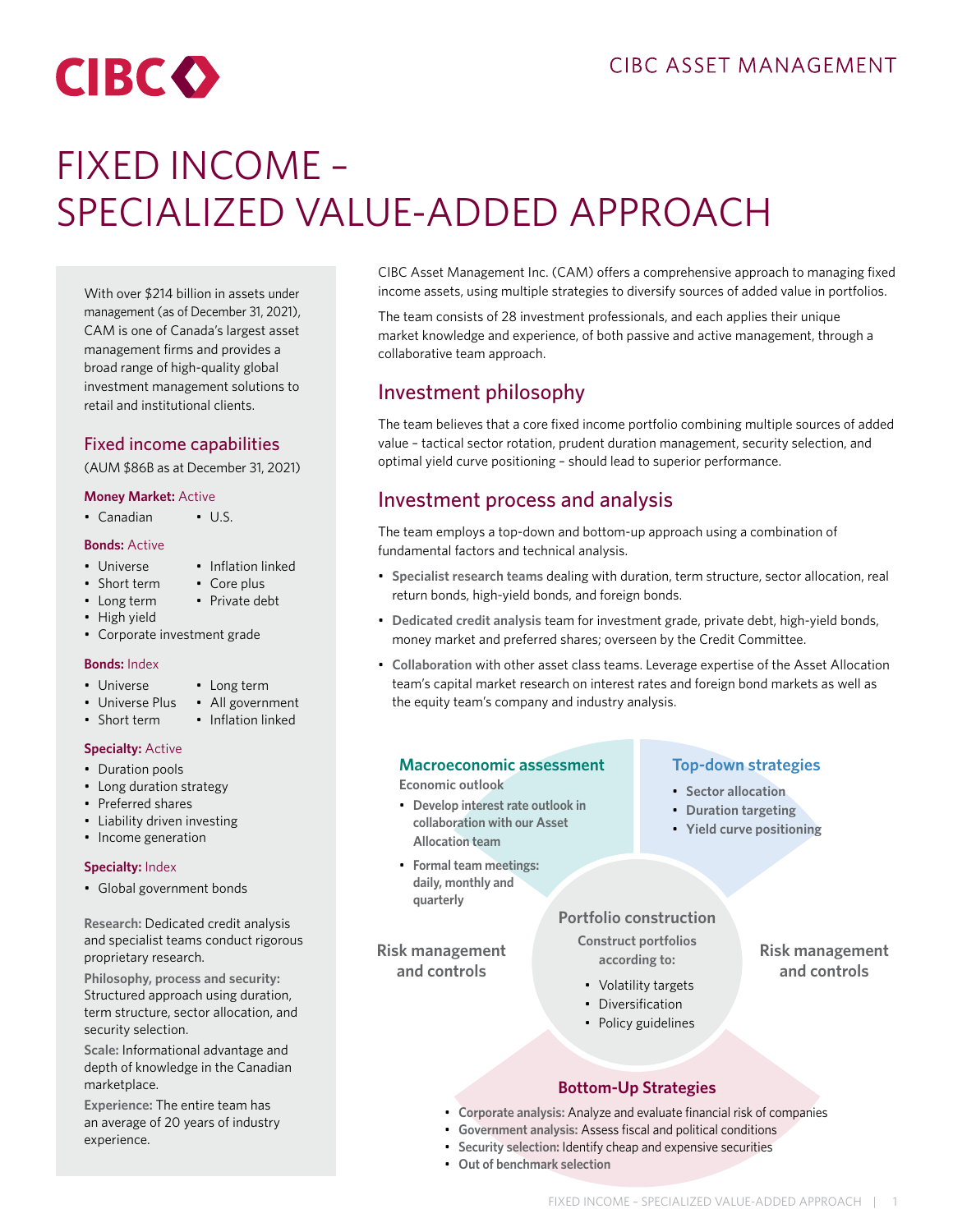CIBC ASSET MANAGEMENT

# FIXED INCOME – SPECIALIZED VALUE-ADDED APPROACH

With over $214 billion in assets under management (as of December 31, 2021), CAM is one of Canada's largest asset management firms and provides a broad range of high-quality global investment management solutions to retail and institutional clients.

## Fixed income capabilities

(AUM $86B as at December 31, 2021)

**Money Market:** Active

- Canadian
- U.S.

**Bonds:** Active

- Universe
- Short term
- Long term
- High yield
- Corporate investment grade
- Inflation linked
- Core plus
- Private debt

**Bonds:** Index

- Universe
- Universe Plus
- Short term
- Long term
- All government
- Inflation linked

**Specialty:** Active

- Duration pools
- Long duration strategy
- Preferred shares
- Liability driven investing
- Income generation

**Specialty:** Index

- Global government bonds

**Research:** Dedicated credit analysis and specialist teams conduct rigorous proprietary research.

**Philosophy, process and security:** Structured approach using duration, term structure, sector allocation, and security selection.

**Scale:** Informational advantage and depth of knowledge in the Canadian marketplace.

**Experience:** The entire team has an average of 20 years of industry experience.

CIBC Asset Management Inc. (CAM) offers a comprehensive approach to managing fixed income assets, using multiple strategies to diversify sources of added value in portfolios.

The team consists of 28 investment professionals, and each applies their unique market knowledge and experience, of both passive and active management, through a collaborative team approach.

## Investment philosophy

The team believes that a core fixed income portfolio combining multiple sources of added value – tactical sector rotation, prudent duration management, security selection, and optimal yield curve positioning – should lead to superior performance.

## Investment process and analysis

The team employs a top-down and bottom-up approach using a combination of fundamental factors and technical analysis.

- **Specialist research teams** dealing with duration, term structure, sector allocation, real return bonds, high-yield bonds, and foreign bonds.
- **Dedicated credit analysis** team for investment grade, private debt, high-yield bonds, money market and preferred shares; overseen by the Credit Committee.
- **Collaboration** with other asset class teams. Leverage expertise of the Asset Allocation team's capital market research on interest rates and foreign bond markets as well as the equity team's company and industry analysis.

**Macroeconomic assessment**

Economic outlook

- Develop interest rate outlook in collaboration with our Asset Allocation team
- Formal team meetings: daily, monthly and quarterly

**Top-down strategies**

- Sector allocation
- Duration targeting
- Yield curve positioning

**Risk management and controls**

**Portfolio construction**

Construct portfolios according to:

- Volatility targets
- Diversification
- Policy guidelines

**Risk management and controls**

**Bottom-Up Strategies**

- **Corporate analysis:** Analyze and evaluate financial risk of companies
- **Government analysis:** Assess fiscal and political conditions
- **Security selection:** Identify cheap and expensive securities
- **Out of benchmark selection**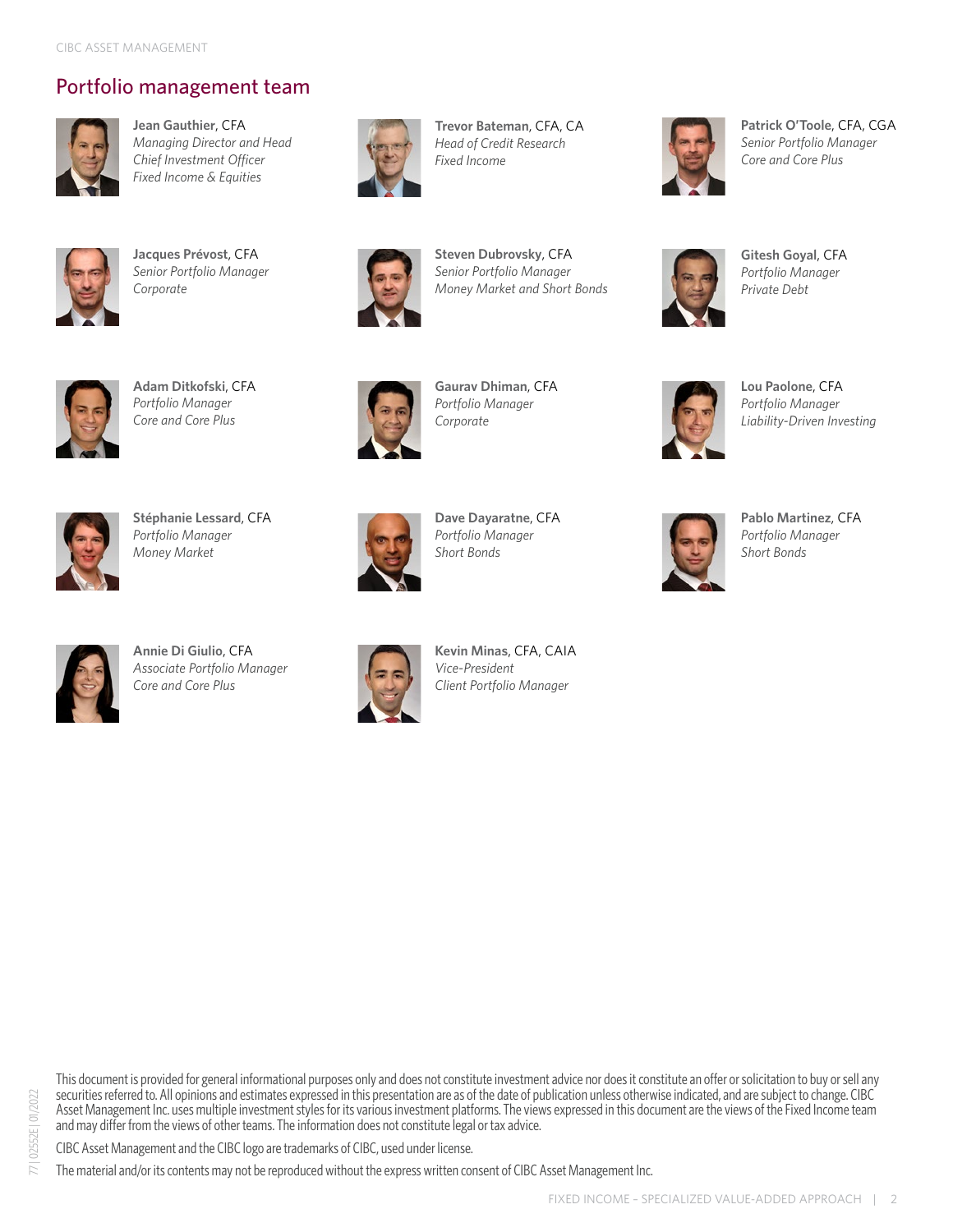## Portfolio management team

**Jean Gauthier**, CFA
*Managing Director and Head*
*Chief Investment Officer*
*Fixed Income & Equities*

**Trevor Bateman**, CFA, CA
*Head of Credit Research*
*Fixed Income*

**Patrick O'Toole**, CFA, CGA
*Senior Portfolio Manager*
*Core and Core Plus*

**Jacques Prévost**, CFA
*Senior Portfolio Manager*
*Corporate*

**Steven Dubrovsky**, CFA
*Senior Portfolio Manager*
*Money Market and Short Bonds*

**Gitesh Goyal**, CFA
*Portfolio Manager*
*Private Debt*

**Adam Ditkofski**, CFA
*Portfolio Manager*
*Core and Core Plus*

**Gaurav Dhiman**, CFA
*Portfolio Manager*
*Corporate*

**Lou Paolone**, CFA
*Portfolio Manager*
*Liability-Driven Investing*

**Stéphanie Lessard**, CFA
*Portfolio Manager*
*Money Market*

**Dave Dayaratne**, CFA
*Portfolio Manager*
*Short Bonds*

**Pablo Martinez**, CFA
*Portfolio Manager*
*Short Bonds*

**Annie Di Giulio**, CFA
*Associate Portfolio Manager*
*Core and Core Plus*

**Kevin Minas**, CFA, CAIA
*Vice-President*
*Client Portfolio Manager*

This document is provided for general informational purposes only and does not constitute investment advice nor does it constitute an offer or solicitation to buy or sell any securities referred to. All opinions and estimates expressed in this presentation are as of the date of publication unless otherwise indicated, and are subject to change. CIBC Asset Management Inc. uses multiple investment styles for its various investment platforms. The views expressed in this document are the views of the Fixed Income team and may differ from the views of other teams. The information does not constitute legal or tax advice.

CIBC Asset Management and the CIBC logo are trademarks of CIBC, used under license.

The material and/or its contents may not be reproduced without the express written consent of CIBC Asset Management Inc.

77 | 02552E | 01/2022